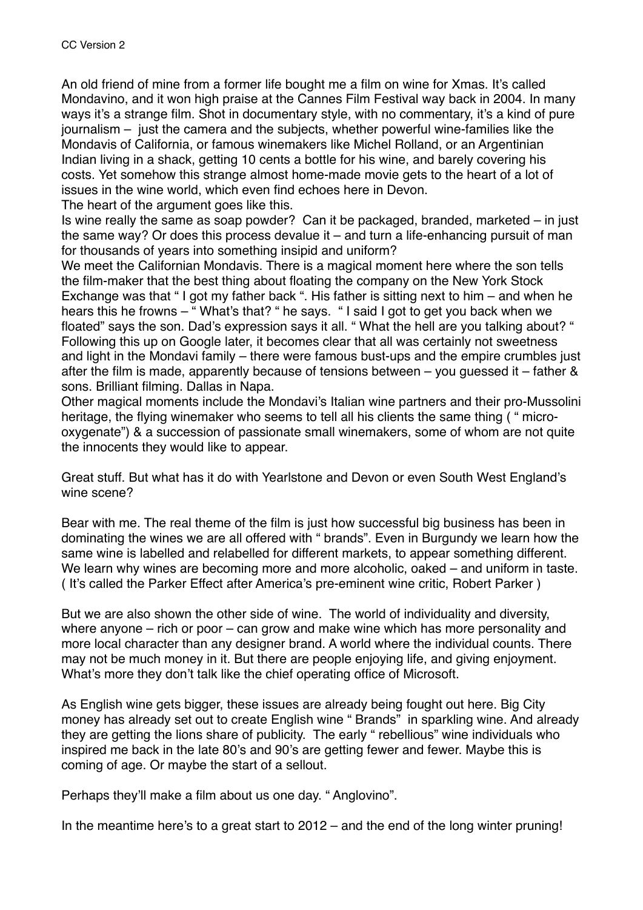CC Version 2

An old friend of mine from a former life bought me a film on wine for Xmas. It's called Mondavino, and it won high praise at the Cannes Film Festival way back in 2004. In many ways it's a strange film. Shot in documentary style, with no commentary, it's a kind of pure journalism – just the camera and the subjects, whether powerful wine-families like the Mondavis of California, or famous winemakers like Michel Rolland, or an Argentinian Indian living in a shack, getting 10 cents a bottle for his wine, and barely covering his costs. Yet somehow this strange almost home-made movie gets to the heart of a lot of issues in the wine world, which even find echoes here in Devon.
The heart of the argument goes like this.
Is wine really the same as soap powder? Can it be packaged, branded, marketed – in just the same way? Or does this process devalue it – and turn a life-enhancing pursuit of man for thousands of years into something insipid and uniform?
We meet the Californian Mondavis. There is a magical moment here where the son tells the film-maker that the best thing about floating the company on the New York Stock Exchange was that " I got my father back ". His father is sitting next to him – and when he hears this he frowns – " What's that? " he says. " I said I got to get you back when we floated" says the son. Dad's expression says it all. " What the hell are you talking about? " Following this up on Google later, it becomes clear that all was certainly not sweetness and light in the Mondavi family – there were famous bust-ups and the empire crumbles just after the film is made, apparently because of tensions between – you guessed it – father & sons. Brilliant filming. Dallas in Napa.
Other magical moments include the Mondavi's Italian wine partners and their pro-Mussolini heritage, the flying winemaker who seems to tell all his clients the same thing ( " micro-oxygenate") & a succession of passionate small winemakers, some of whom are not quite the innocents they would like to appear.

Great stuff. But what has it do with Yearlstone and Devon or even South West England's wine scene?

Bear with me. The real theme of the film is just how successful big business has been in dominating the wines we are all offered with " brands". Even in Burgundy we learn how the same wine is labelled and relabelled for different markets, to appear something different. We learn why wines are becoming more and more alcoholic, oaked – and uniform in taste. ( It's called the Parker Effect after America's pre-eminent wine critic, Robert Parker )

But we are also shown the other side of wine. The world of individuality and diversity, where anyone – rich or poor – can grow and make wine which has more personality and more local character than any designer brand. A world where the individual counts. There may not be much money in it. But there are people enjoying life, and giving enjoyment. What's more they don't talk like the chief operating office of Microsoft.

As English wine gets bigger, these issues are already being fought out here. Big City money has already set out to create English wine " Brands" in sparkling wine. And already they are getting the lions share of publicity. The early " rebellious" wine individuals who inspired me back in the late 80's and 90's are getting fewer and fewer. Maybe this is coming of age. Or maybe the start of a sellout.

Perhaps they'll make a film about us one day. " Anglovino".

In the meantime here's to a great start to 2012 – and the end of the long winter pruning!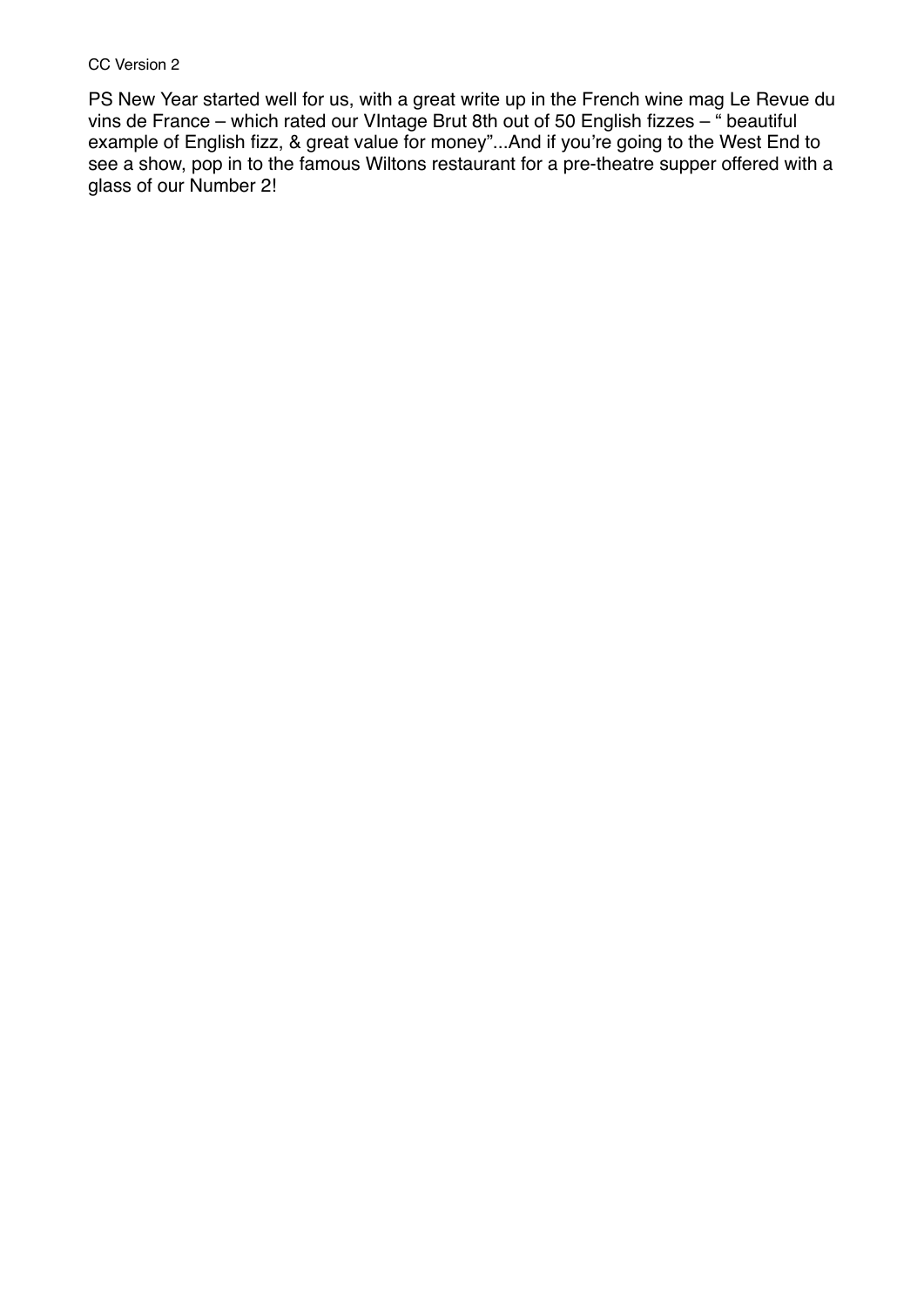CC Version 2

PS New Year started well for us, with a great write up in the French wine mag Le Revue du vins de France – which rated our VIntage Brut 8th out of 50 English fizzes – " beautiful example of English fizz, & great value for money"...And if you're going to the West End to see a show, pop in to the famous Wiltons restaurant for a pre-theatre supper offered with a glass of our Number 2!